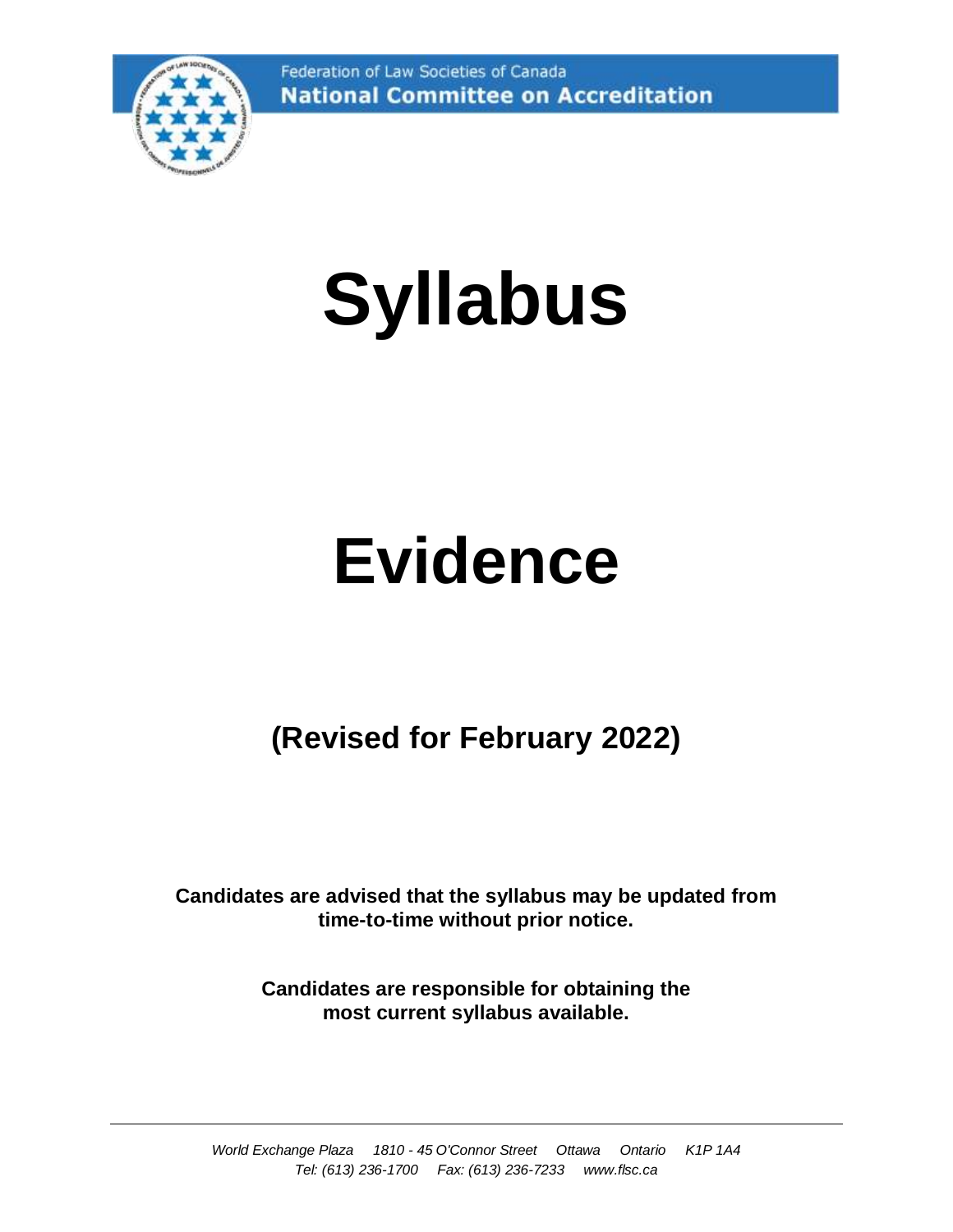Federation of Law Societies of Canada
**National Committee on Accreditation**

# Syllabus

# Evidence

## (Revised for February 2022)

**Candidates are advised that the syllabus may be updated from time-to-time without prior notice.**

**Candidates are responsible for obtaining the most current syllabus available.**

---

*World Exchange Plaza 1810 - 45 O'Connor Street Ottawa Ontario K1P 1A4*
*Tel: (613) 236-1700 Fax: (613) 236-7233 www.flsc.ca*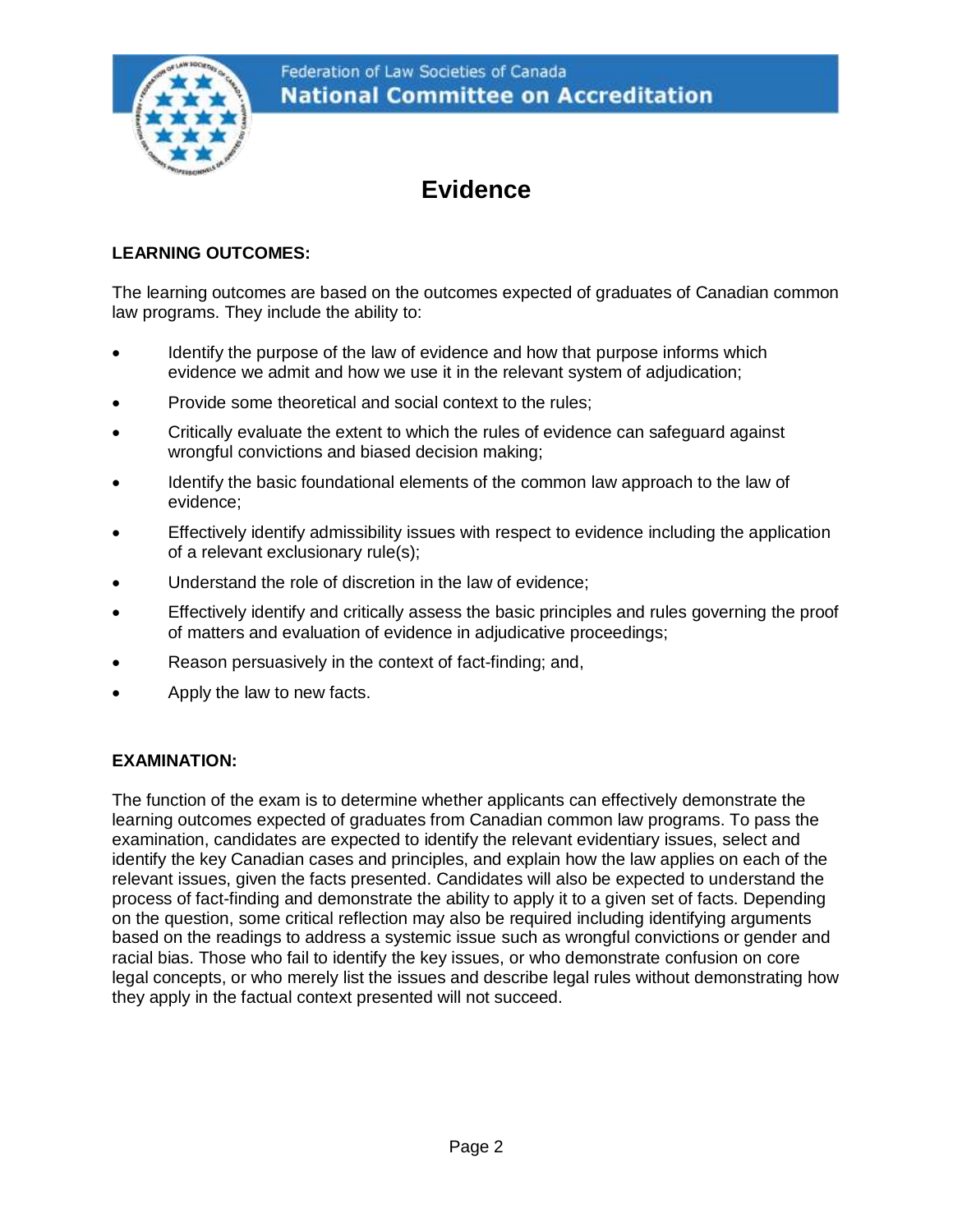# Evidence

**LEARNING OUTCOMES:**

The learning outcomes are based on the outcomes expected of graduates of Canadian common law programs. They include the ability to:

- Identify the purpose of the law of evidence and how that purpose informs which evidence we admit and how we use it in the relevant system of adjudication;
- Provide some theoretical and social context to the rules;
- Critically evaluate the extent to which the rules of evidence can safeguard against wrongful convictions and biased decision making;
- Identify the basic foundational elements of the common law approach to the law of evidence;
- Effectively identify admissibility issues with respect to evidence including the application of a relevant exclusionary rule(s);
- Understand the role of discretion in the law of evidence;
- Effectively identify and critically assess the basic principles and rules governing the proof of matters and evaluation of evidence in adjudicative proceedings;
- Reason persuasively in the context of fact-finding; and,
- Apply the law to new facts.

**EXAMINATION:**

The function of the exam is to determine whether applicants can effectively demonstrate the learning outcomes expected of graduates from Canadian common law programs. To pass the examination, candidates are expected to identify the relevant evidentiary issues, select and identify the key Canadian cases and principles, and explain how the law applies on each of the relevant issues, given the facts presented. Candidates will also be expected to understand the process of fact-finding and demonstrate the ability to apply it to a given set of facts. Depending on the question, some critical reflection may also be required including identifying arguments based on the readings to address a systemic issue such as wrongful convictions or gender and racial bias. Those who fail to identify the key issues, or who demonstrate confusion on core legal concepts, or who merely list the issues and describe legal rules without demonstrating how they apply in the factual context presented will not succeed.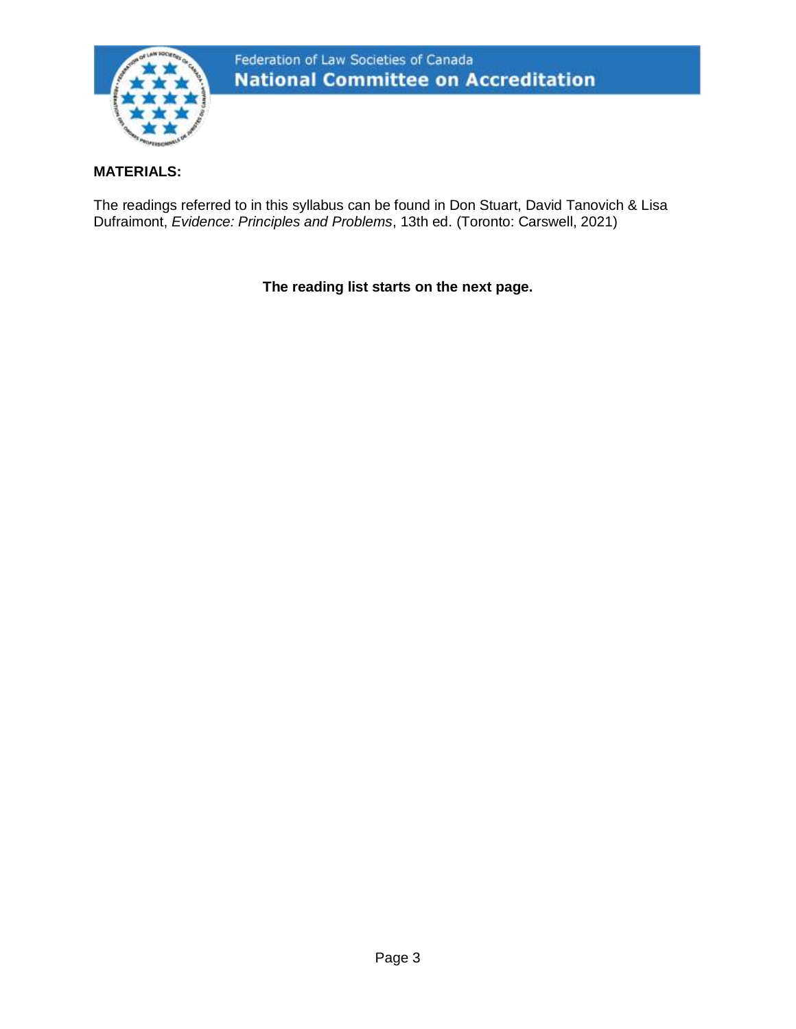**MATERIALS:**

The readings referred to in this syllabus can be found in Don Stuart, David Tanovich & Lisa Dufraimont, *Evidence: Principles and Problems*, 13th ed. (Toronto: Carswell, 2021)

**The reading list starts on the next page.**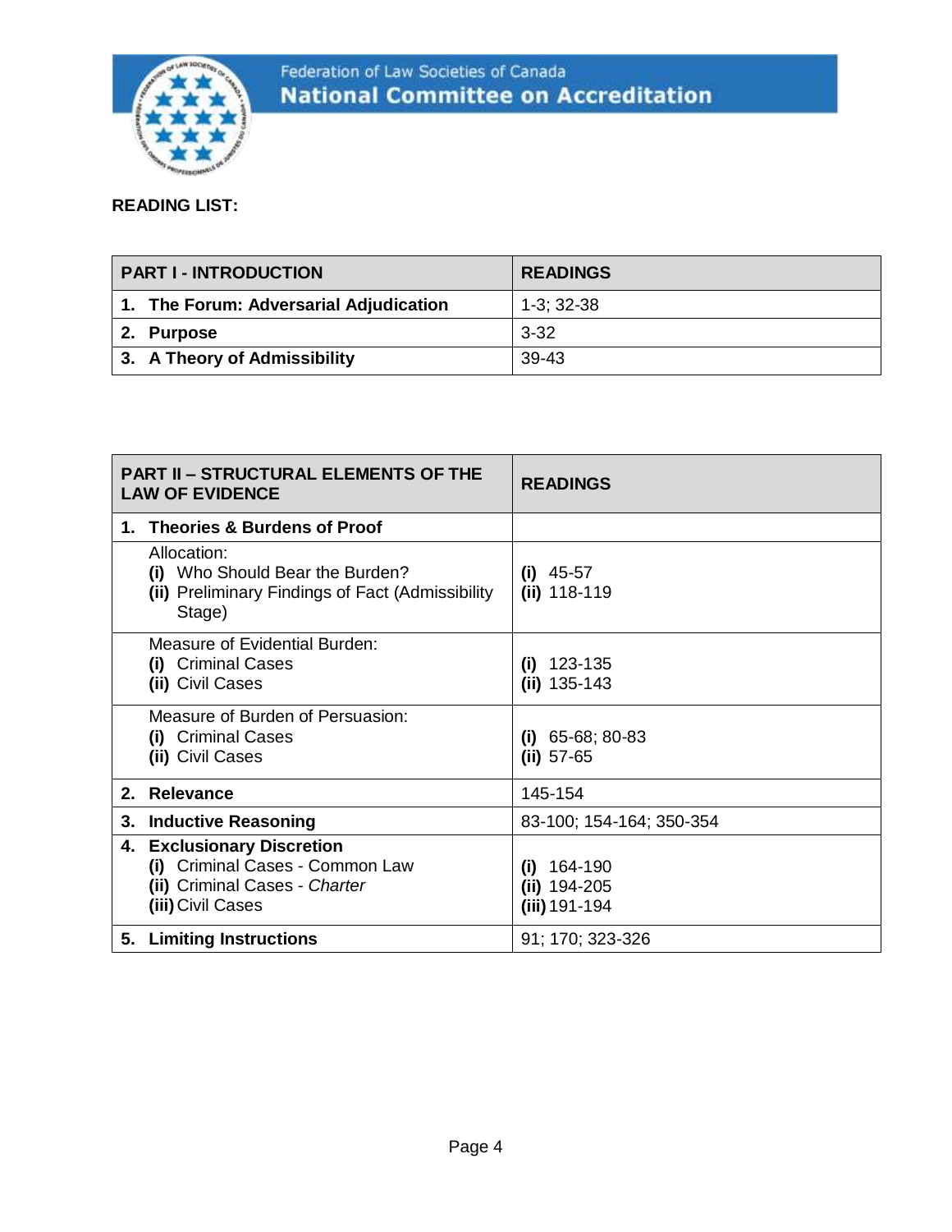Federation of Law Societies of Canada
**National Committee on Accreditation**

**READING LIST:**

| PART I - INTRODUCTION | READINGS |
|---|---|
| **1. The Forum: Adversarial Adjudication** | 1-3; 32-38 |
| **2. Purpose** | 3-32 |
| **3. A Theory of Admissibility** | 39-43 |

| PART II – STRUCTURAL ELEMENTS OF THE LAW OF EVIDENCE | READINGS |
|---|---|
| **1. Theories & Burdens of Proof** | |
| Allocation:<br>**(i)** Who Should Bear the Burden?<br>**(ii)** Preliminary Findings of Fact (Admissibility Stage) | **(i)** 45-57<br>**(ii)** 118-119 |
| Measure of Evidential Burden:<br>**(i)** Criminal Cases<br>**(ii)** Civil Cases | **(i)** 123-135<br>**(ii)** 135-143 |
| Measure of Burden of Persuasion:<br>**(i)** Criminal Cases<br>**(ii)** Civil Cases | **(i)** 65-68; 80-83<br>**(ii)** 57-65 |
| **2. Relevance** | 145-154 |
| **3. Inductive Reasoning** | 83-100; 154-164; 350-354 |
| **4. Exclusionary Discretion**<br>**(i)** Criminal Cases - Common Law<br>**(ii)** Criminal Cases - *Charter*<br>**(iii)** Civil Cases | <br>**(i)** 164-190<br>**(ii)** 194-205<br>**(iii)** 191-194 |
| **5. Limiting Instructions** | 91; 170; 323-326 |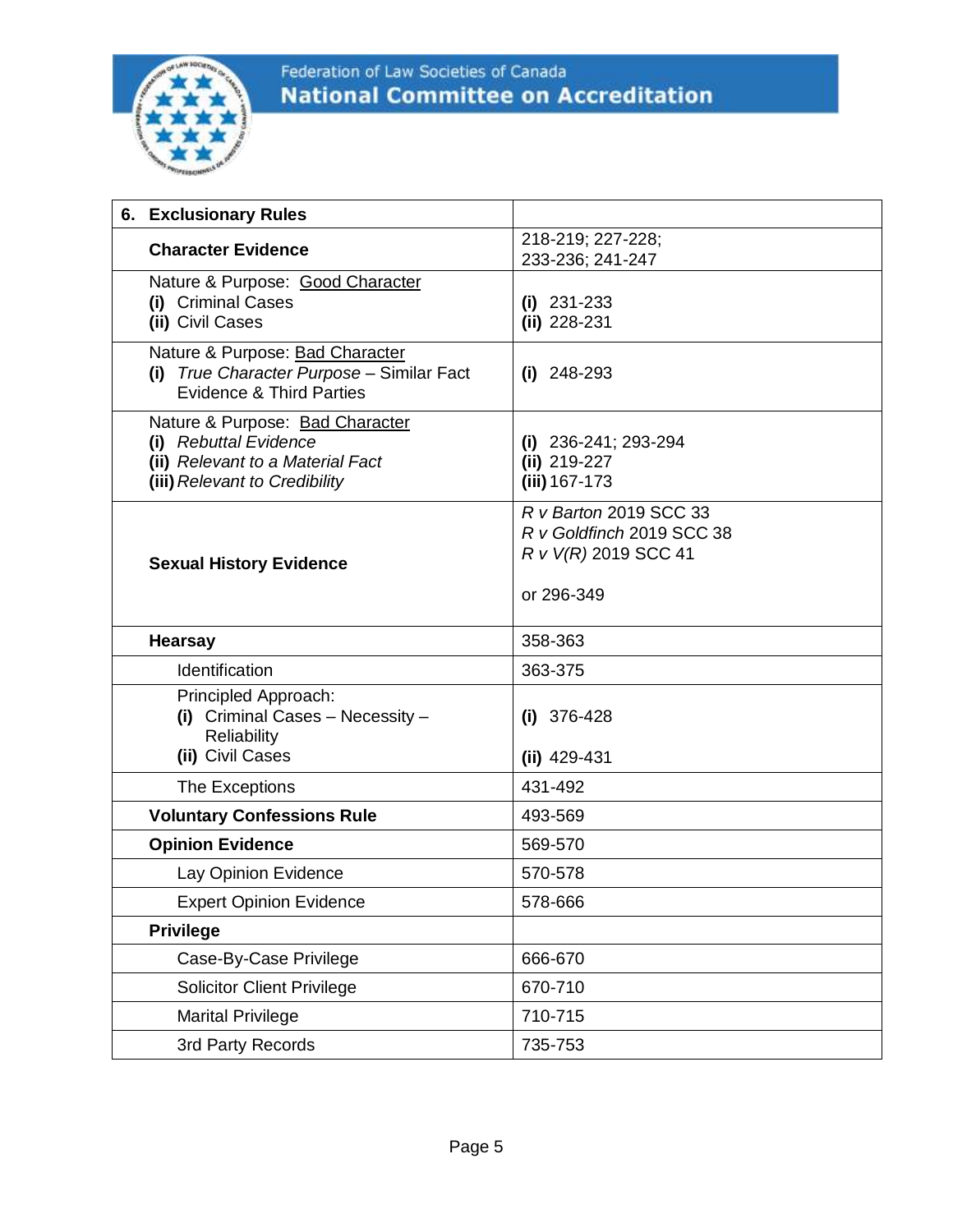| 6. Exclusionary Rules | |
|---|---|
| **Character Evidence** | 218-219; 227-228; 233-236; 241-247 |
| Nature & Purpose: <u>Good Character</u><br>**(i)** Criminal Cases<br>**(ii)** Civil Cases | **(i)** 231-233<br>**(ii)** 228-231 |
| Nature & Purpose: <u>Bad Character</u><br>**(i)** *True Character Purpose* – Similar Fact Evidence & Third Parties | **(i)** 248-293 |
| Nature & Purpose: <u>Bad Character</u><br>**(i)** *Rebuttal Evidence*<br>**(ii)** *Relevant to a Material Fact*<br>**(iii)** *Relevant to Credibility* | **(i)** 236-241; 293-294<br>**(ii)** 219-227<br>**(iii)** 167-173 |
| **Sexual History Evidence** | *R v Barton* 2019 SCC 33<br>*R v Goldfinch* 2019 SCC 38<br>*R v V(R)* 2019 SCC 41<br><br>or 296-349 |
| **Hearsay** | 358-363 |
| Identification | 363-375 |
| Principled Approach:<br>**(i)** Criminal Cases – Necessity – Reliability<br>**(ii)** Civil Cases | **(i)** 376-428<br><br>**(ii)** 429-431 |
| The Exceptions | 431-492 |
| **Voluntary Confessions Rule** | 493-569 |
| **Opinion Evidence** | 569-570 |
| Lay Opinion Evidence | 570-578 |
| Expert Opinion Evidence | 578-666 |
| **Privilege** | |
| Case-By-Case Privilege | 666-670 |
| Solicitor Client Privilege | 670-710 |
| Marital Privilege | 710-715 |
| 3rd Party Records | 735-753 |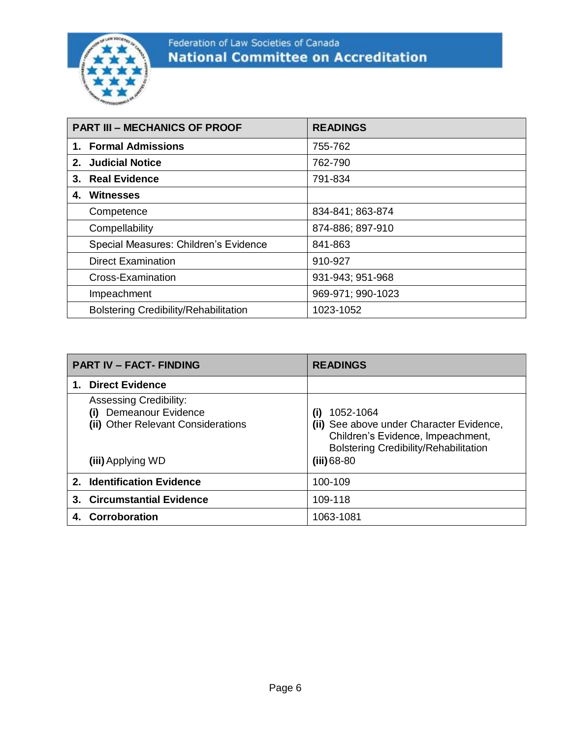Federation of Law Societies of Canada
**National Committee on Accreditation**

| PART III – MECHANICS OF PROOF | READINGS |
|---|---|
| **1. Formal Admissions** | 755-762 |
| **2. Judicial Notice** | 762-790 |
| **3. Real Evidence** | 791-834 |
| **4. Witnesses** | |
| Competence | 834-841; 863-874 |
| Compellability | 874-886; 897-910 |
| Special Measures: Children's Evidence | 841-863 |
| Direct Examination | 910-927 |
| Cross-Examination | 931-943; 951-968 |
| Impeachment | 969-971; 990-1023 |
| Bolstering Credibility/Rehabilitation | 1023-1052 |

| PART IV – FACT- FINDING | READINGS |
|---|---|
| **1. Direct Evidence** | |
| Assessing Credibility:<br>**(i)** Demeanour Evidence<br>**(ii)** Other Relevant Considerations<br><br>**(iii)** Applying WD | **(i)** 1052-1064<br>**(ii)** See above under Character Evidence, Children's Evidence, Impeachment, Bolstering Credibility/Rehabilitation<br>**(iii)** 68-80 |
| **2. Identification Evidence** | 100-109 |
| **3. Circumstantial Evidence** | 109-118 |
| **4. Corroboration** | 1063-1081 |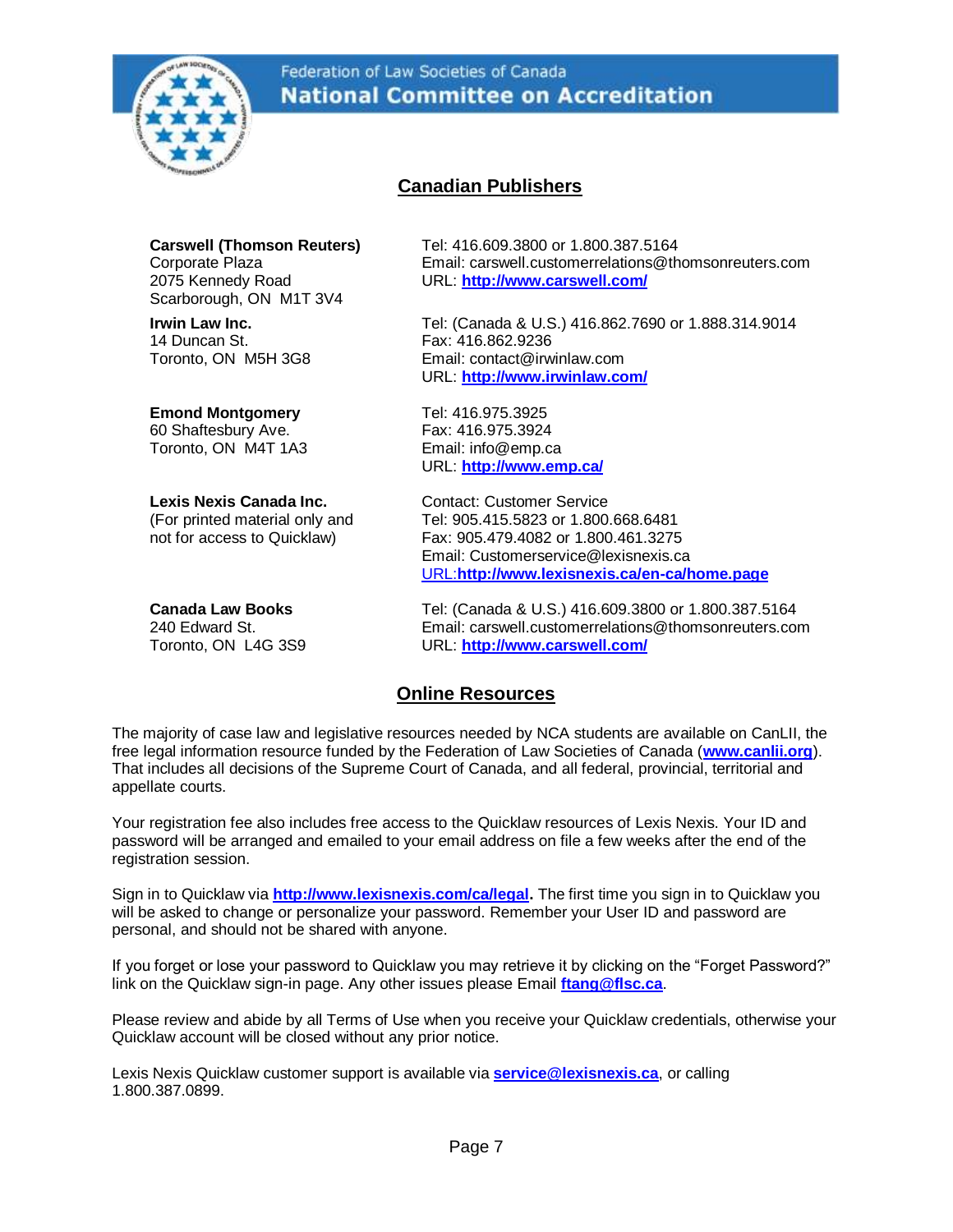Federation of Law Societies of Canada
**National Committee on Accreditation**

## Canadian Publishers

| | |
|---|---|
| **Carswell (Thomson Reuters)**<br>Corporate Plaza<br>2075 Kennedy Road<br>Scarborough, ON M1T 3V4 | Tel: 416.609.3800 or 1.800.387.5164<br>Email: carswell.customerrelations@thomsonreuters.com<br>URL: **http://www.carswell.com/** |
| **Irwin Law Inc.**<br>14 Duncan St.<br>Toronto, ON M5H 3G8 | Tel: (Canada & U.S.) 416.862.7690 or 1.888.314.9014<br>Fax: 416.862.9236<br>Email: contact@irwinlaw.com<br>URL: **http://www.irwinlaw.com/** |
| **Emond Montgomery**<br>60 Shaftesbury Ave.<br>Toronto, ON M4T 1A3 | Tel: 416.975.3925<br>Fax: 416.975.3924<br>Email: info@emp.ca<br>URL: **http://www.emp.ca/** |
| **Lexis Nexis Canada Inc.**<br>(For printed material only and not for access to Quicklaw) | Contact: Customer Service<br>Tel: 905.415.5823 or 1.800.668.6481<br>Fax: 905.479.4082 or 1.800.461.3275<br>Email: Customerservice@lexisnexis.ca<br>URL:**http://www.lexisnexis.ca/en-ca/home.page** |
| **Canada Law Books**<br>240 Edward St.<br>Toronto, ON L4G 3S9 | Tel: (Canada & U.S.) 416.609.3800 or 1.800.387.5164<br>Email: carswell.customerrelations@thomsonreuters.com<br>URL: **http://www.carswell.com/** |

## Online Resources

The majority of case law and legislative resources needed by NCA students are available on CanLII, the free legal information resource funded by the Federation of Law Societies of Canada (**www.canlii.org**). That includes all decisions of the Supreme Court of Canada, and all federal, provincial, territorial and appellate courts.

Your registration fee also includes free access to the Quicklaw resources of Lexis Nexis. Your ID and password will be arranged and emailed to your email address on file a few weeks after the end of the registration session.

Sign in to Quicklaw via **http://www.lexisnexis.com/ca/legal**. The first time you sign in to Quicklaw you will be asked to change or personalize your password. Remember your User ID and password are personal, and should not be shared with anyone.

If you forget or lose your password to Quicklaw you may retrieve it by clicking on the "Forget Password?" link on the Quicklaw sign-in page. Any other issues please Email **ftang@flsc.ca**.

Please review and abide by all Terms of Use when you receive your Quicklaw credentials, otherwise your Quicklaw account will be closed without any prior notice.

Lexis Nexis Quicklaw customer support is available via **service@lexisnexis.ca**, or calling 1.800.387.0899.